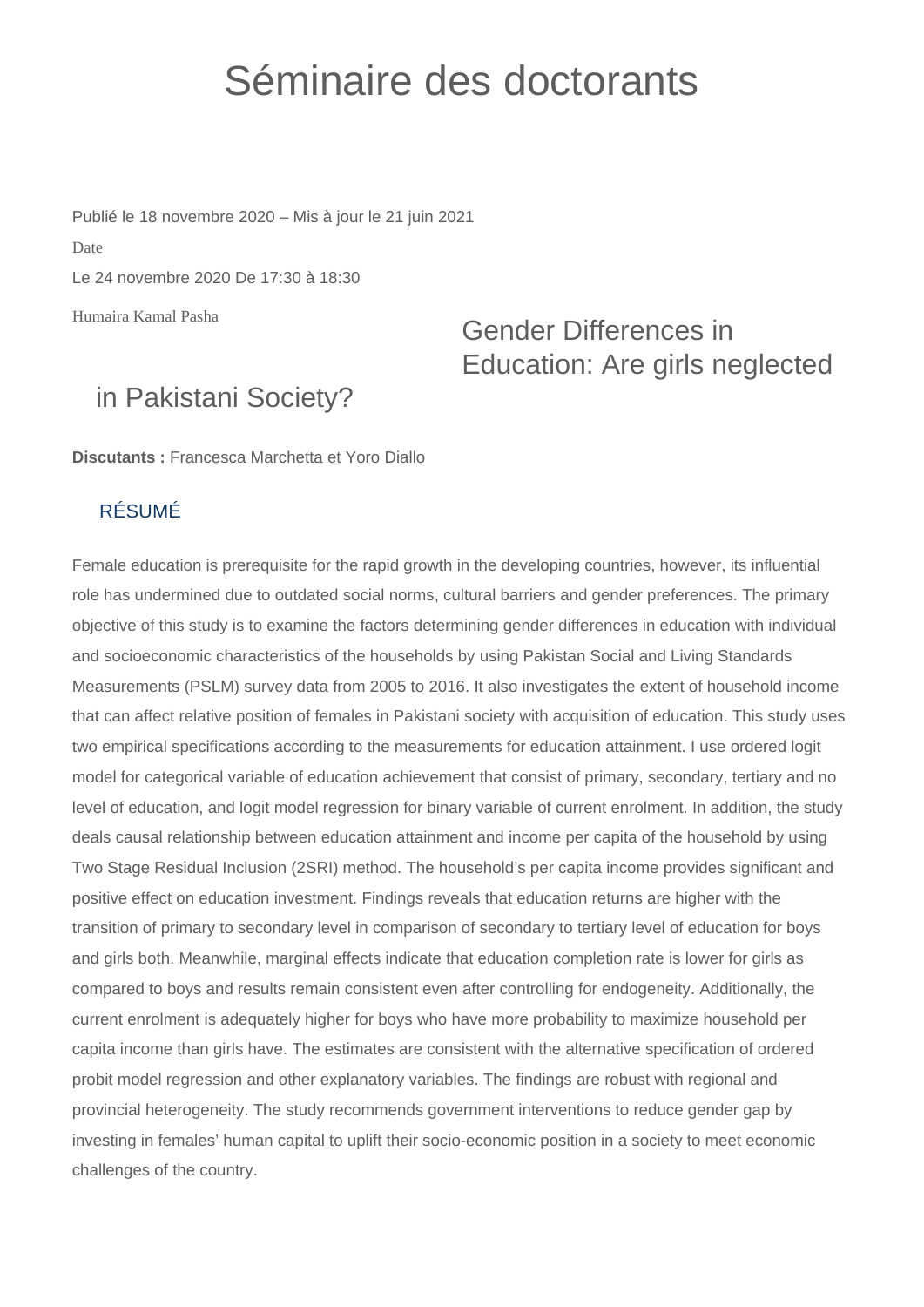# Séminaire des doctorants

Publié le 18 novembre 2020 – Mis à jour le 21 juin 2021

Date

Le 24 novembre 2020 De 17:30 à 18:30

Humaira Kamal Pasha

## Gender Differences in Education: Are girls neglected in Pakistani Society?

**Discutants :** Francesca Marchetta et Yoro Diallo

### RÉSUMÉ

Female education is prerequisite for the rapid growth in the developing countries, however, its influential role has undermined due to outdated social norms, cultural barriers and gender preferences. The primary objective of this study is to examine the factors determining gender differences in education with individual and socioeconomic characteristics of the households by using Pakistan Social and Living Standards Measurements (PSLM) survey data from 2005 to 2016. It also investigates the extent of household income that can affect relative position of females in Pakistani society with acquisition of education. This study uses two empirical specifications according to the measurements for education attainment. I use ordered logit model for categorical variable of education achievement that consist of primary, secondary, tertiary and no level of education, and logit model regression for binary variable of current enrolment. In addition, the study deals causal relationship between education attainment and income per capita of the household by using Two Stage Residual Inclusion (2SRI) method. The household's per capita income provides significant and positive effect on education investment. Findings reveals that education returns are higher with the transition of primary to secondary level in comparison of secondary to tertiary level of education for boys and girls both. Meanwhile, marginal effects indicate that education completion rate is lower for girls as compared to boys and results remain consistent even after controlling for endogeneity. Additionally, the current enrolment is adequately higher for boys who have more probability to maximize household per capita income than girls have. The estimates are consistent with the alternative specification of ordered probit model regression and other explanatory variables. The findings are robust with regional and provincial heterogeneity. The study recommends government interventions to reduce gender gap by investing in females' human capital to uplift their socio-economic position in a society to meet economic challenges of the country.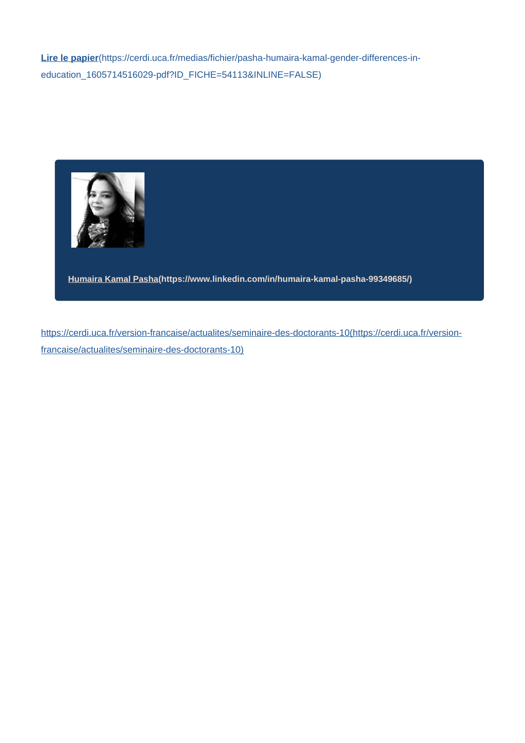**Lire le papier**(https://cerdi.uca.fr/medias/fichier/pasha-humaira-kamal-gender-differences-in-education_1605714516029-pdf?ID_FICHE=54113&INLINE=FALSE)

**Humaira Kamal Pasha(https://www.linkedin.com/in/humaira-kamal-pasha-99349685/)**

https://cerdi.uca.fr/version-francaise/actualites/seminaire-des-doctorants-10(https://cerdi.uca.fr/version-francaise/actualites/seminaire-des-doctorants-10)